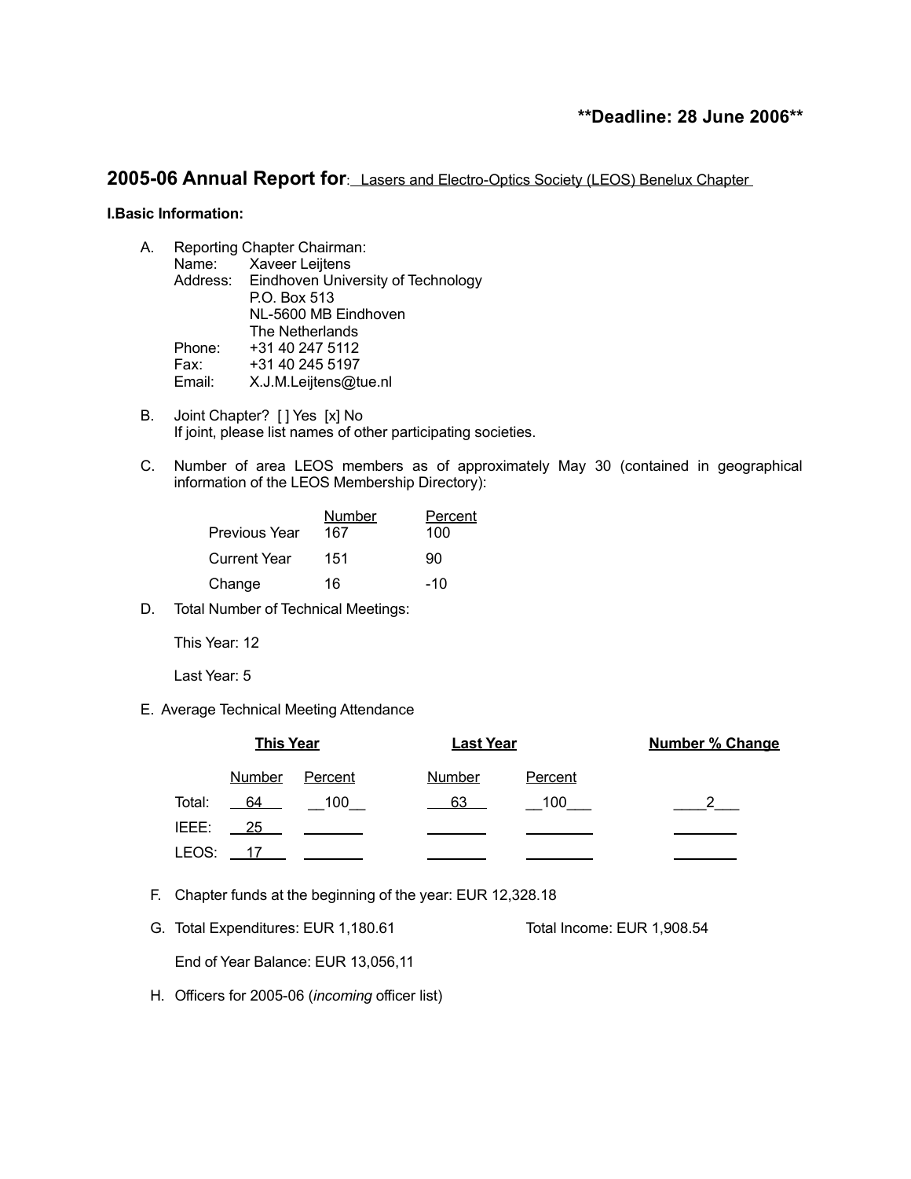**Deadline: 28 June 2006**

## 2005-06 Annual Report for: Lasers and Electro-Optics Society (LEOS) Benelux Chapter

**I.Basic Information:**

A. Reporting Chapter Chairman:
   Name: Xaveer Leijtens
   Address: Eindhoven University of Technology
   P.O. Box 513
   NL-5600 MB Eindhoven
   The Netherlands
   Phone: +31 40 247 5112
   Fax: +31 40 245 5197
   Email: X.J.M.Leijtens@tue.nl

B. Joint Chapter? [ ] Yes [x] No
   If joint, please list names of other participating societies.

C. Number of area LEOS members as of approximately May 30 (contained in geographical information of the LEOS Membership Directory):

| | Number | Percent |
|---|---|---|
| Previous Year | 167 | 100 |
| Current Year | 151 | 90 |
| Change | 16 | -10 |

D. Total Number of Technical Meetings:

   This Year: 12

   Last Year: 5

E. Average Technical Meeting Attendance

| | This Year | | Last Year | | Number % Change |
|---|---|---|---|---|---|
| | Number | Percent | Number | Percent | |
| Total: | 64 | 100 | 63 | 100 | 2 |
| IEEE: | 25 | | | | |
| LEOS: | 17 | | | | |

F. Chapter funds at the beginning of the year: EUR 12,328.18

G. Total Expenditures: EUR 1,180.61 Total Income: EUR 1,908.54

   End of Year Balance: EUR 13,056,11

H. Officers for 2005-06 (*incoming* officer list)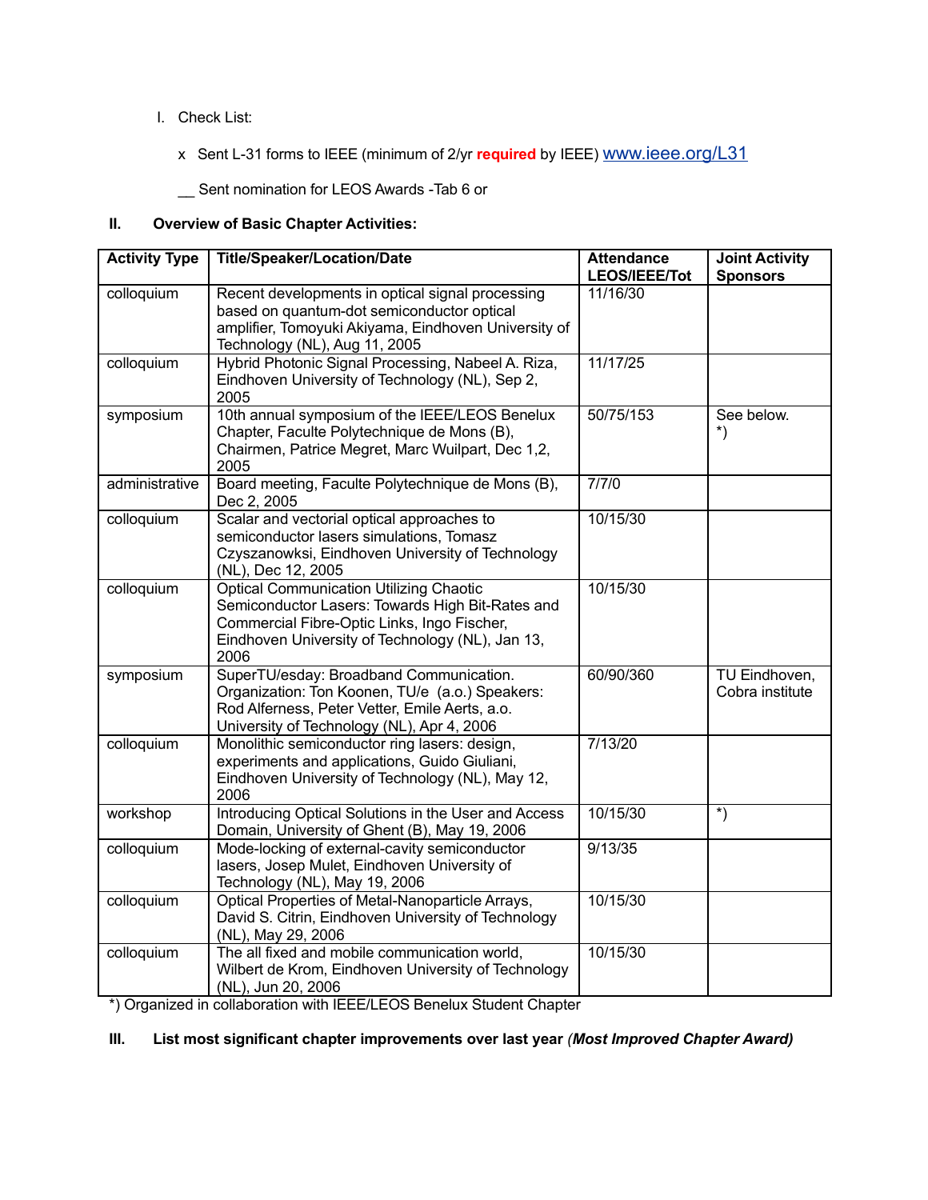I. Check List:

x Sent L-31 forms to IEEE (minimum of 2/yr **required** by IEEE) www.ieee.org/L31

__ Sent nomination for LEOS Awards -Tab 6 or

## II. Overview of Basic Chapter Activities:

| Activity Type | Title/Speaker/Location/Date | Attendance LEOS/IEEE/Tot | Joint Activity Sponsors |
|---|---|---|---|
| colloquium | Recent developments in optical signal processing based on quantum-dot semiconductor optical amplifier, Tomoyuki Akiyama, Eindhoven University of Technology (NL), Aug 11, 2005 | 11/16/30 | |
| colloquium | Hybrid Photonic Signal Processing, Nabeel A. Riza, Eindhoven University of Technology (NL), Sep 2, 2005 | 11/17/25 | |
| symposium | 10th annual symposium of the IEEE/LEOS Benelux Chapter, Faculte Polytechnique de Mons (B), Chairmen, Patrice Megret, Marc Wuilpart, Dec 1,2, 2005 | 50/75/153 | See below. *) |
| administrative | Board meeting, Faculte Polytechnique de Mons (B), Dec 2, 2005 | 7/7/0 | |
| colloquium | Scalar and vectorial optical approaches to semiconductor lasers simulations, Tomasz Czyszanowksi, Eindhoven University of Technology (NL), Dec 12, 2005 | 10/15/30 | |
| colloquium | Optical Communication Utilizing Chaotic Semiconductor Lasers: Towards High Bit-Rates and Commercial Fibre-Optic Links, Ingo Fischer, Eindhoven University of Technology (NL), Jan 13, 2006 | 10/15/30 | |
| symposium | SuperTU/esday: Broadband Communication. Organization: Ton Koonen, TU/e (a.o.) Speakers: Rod Alferness, Peter Vetter, Emile Aerts, a.o. University of Technology (NL), Apr 4, 2006 | 60/90/360 | TU Eindhoven, Cobra institute |
| colloquium | Monolithic semiconductor ring lasers: design, experiments and applications, Guido Giuliani, Eindhoven University of Technology (NL), May 12, 2006 | 7/13/20 | |
| workshop | Introducing Optical Solutions in the User and Access Domain, University of Ghent (B), May 19, 2006 | 10/15/30 | *) |
| colloquium | Mode-locking of external-cavity semiconductor lasers, Josep Mulet, Eindhoven University of Technology (NL), May 19, 2006 | 9/13/35 | |
| colloquium | Optical Properties of Metal-Nanoparticle Arrays, David S. Citrin, Eindhoven University of Technology (NL), May 29, 2006 | 10/15/30 | |
| colloquium | The all fixed and mobile communication world, Wilbert de Krom, Eindhoven University of Technology (NL), Jun 20, 2006 | 10/15/30 | |

*) Organized in collaboration with IEEE/LEOS Benelux Student Chapter

## III. List most significant chapter improvements over last year *(Most Improved Chapter Award)*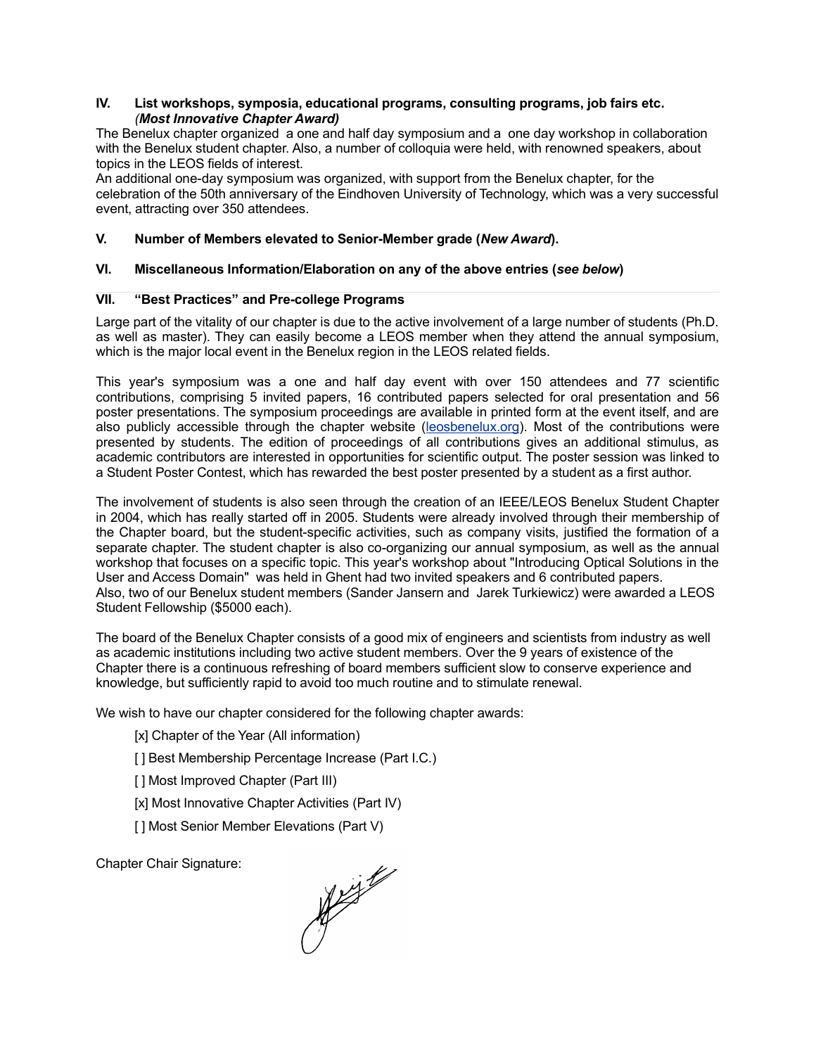**IV. List workshops, symposia, educational programs, consulting programs, job fairs etc.** ***(Most Innovative Chapter Award)***

The Benelux chapter organized a one and half day symposium and a one day workshop in collaboration with the Benelux student chapter. Also, a number of colloquia were held, with renowned speakers, about topics in the LEOS fields of interest.
An additional one-day symposium was organized, with support from the Benelux chapter, for the celebration of the 50th anniversary of the Eindhoven University of Technology, which was a very successful event, attracting over 350 attendees.

**V. Number of Members elevated to Senior-Member grade (*New Award*).**

**VI. Miscellaneous Information/Elaboration on any of the above entries (*see below*)**

**VII. "Best Practices" and Pre-college Programs**

Large part of the vitality of our chapter is due to the active involvement of a large number of students (Ph.D. as well as master). They can easily become a LEOS member when they attend the annual symposium, which is the major local event in the Benelux region in the LEOS related fields.

This year's symposium was a one and half day event with over 150 attendees and 77 scientific contributions, comprising 5 invited papers, 16 contributed papers selected for oral presentation and 56 poster presentations. The symposium proceedings are available in printed form at the event itself, and are also publicly accessible through the chapter website (leosbenelux.org). Most of the contributions were presented by students. The edition of proceedings of all contributions gives an additional stimulus, as academic contributors are interested in opportunities for scientific output. The poster session was linked to a Student Poster Contest, which has rewarded the best poster presented by a student as a first author.

The involvement of students is also seen through the creation of an IEEE/LEOS Benelux Student Chapter in 2004, which has really started off in 2005. Students were already involved through their membership of the Chapter board, but the student-specific activities, such as company visits, justified the formation of a separate chapter. The student chapter is also co-organizing our annual symposium, as well as the annual workshop that focuses on a specific topic. This year's workshop about "Introducing Optical Solutions in the User and Access Domain" was held in Ghent had two invited speakers and 6 contributed papers.
Also, two of our Benelux student members (Sander Jansern and Jarek Turkiewicz) were awarded a LEOS Student Fellowship ($5000 each).

The board of the Benelux Chapter consists of a good mix of engineers and scientists from industry as well as academic institutions including two active student members. Over the 9 years of existence of the Chapter there is a continuous refreshing of board members sufficient slow to conserve experience and knowledge, but sufficiently rapid to avoid too much routine and to stimulate renewal.

We wish to have our chapter considered for the following chapter awards:

- [x] Chapter of the Year (All information)
- [ ] Best Membership Percentage Increase (Part I.C.)
- [ ] Most Improved Chapter (Part III)
- [x] Most Innovative Chapter Activities (Part IV)
- [ ] Most Senior Member Elevations (Part V)

Chapter Chair Signature: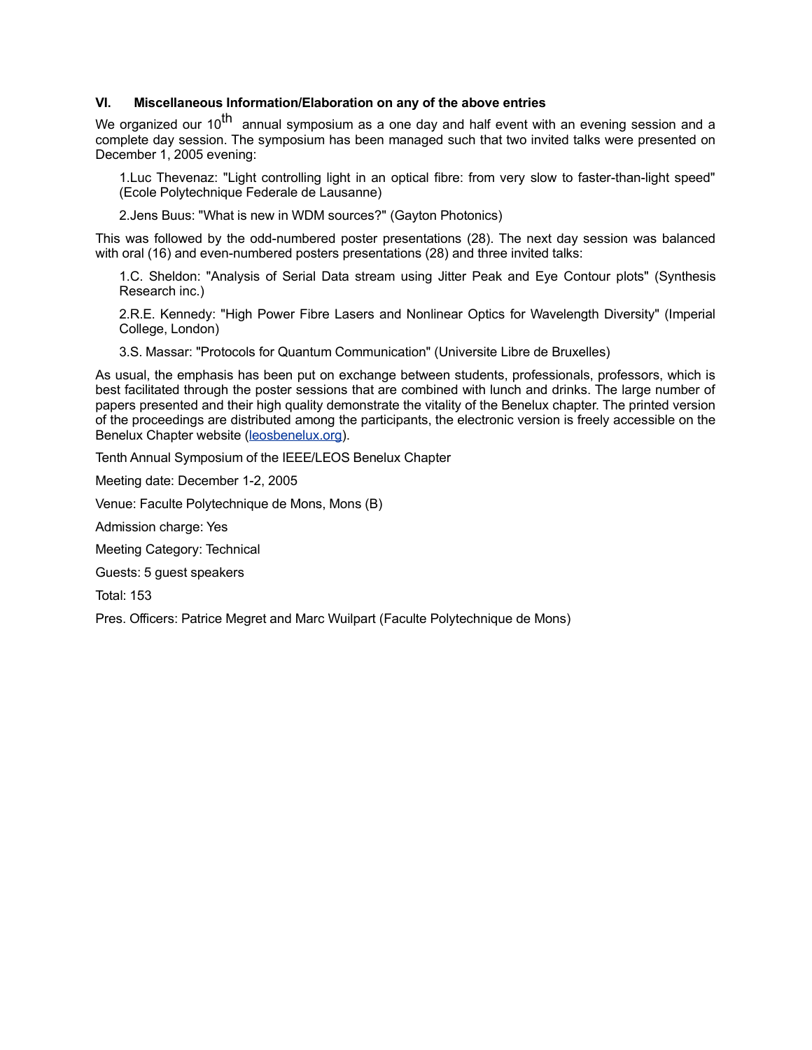### VI. Miscellaneous Information/Elaboration on any of the above entries

We organized our 10$^{th}$ annual symposium as a one day and half event with an evening session and a complete day session. The symposium has been managed such that two invited talks were presented on December 1, 2005 evening:

1. Luc Thevenaz: "Light controlling light in an optical fibre: from very slow to faster-than-light speed" (Ecole Polytechnique Federale de Lausanne)
2. Jens Buus: "What is new in WDM sources?" (Gayton Photonics)

This was followed by the odd-numbered poster presentations (28). The next day session was balanced with oral (16) and even-numbered posters presentations (28) and three invited talks:

1. C. Sheldon: "Analysis of Serial Data stream using Jitter Peak and Eye Contour plots" (Synthesis Research inc.)
2. R.E. Kennedy: "High Power Fibre Lasers and Nonlinear Optics for Wavelength Diversity" (Imperial College, London)
3. S. Massar: "Protocols for Quantum Communication" (Universite Libre de Bruxelles)

As usual, the emphasis has been put on exchange between students, professionals, professors, which is best facilitated through the poster sessions that are combined with lunch and drinks. The large number of papers presented and their high quality demonstrate the vitality of the Benelux chapter. The printed version of the proceedings are distributed among the participants, the electronic version is freely accessible on the Benelux Chapter website (leosbenelux.org).

Tenth Annual Symposium of the IEEE/LEOS Benelux Chapter

Meeting date: December 1-2, 2005

Venue: Faculte Polytechnique de Mons, Mons (B)

Admission charge: Yes

Meeting Category: Technical

Guests: 5 guest speakers

Total: 153

Pres. Officers: Patrice Megret and Marc Wuilpart (Faculte Polytechnique de Mons)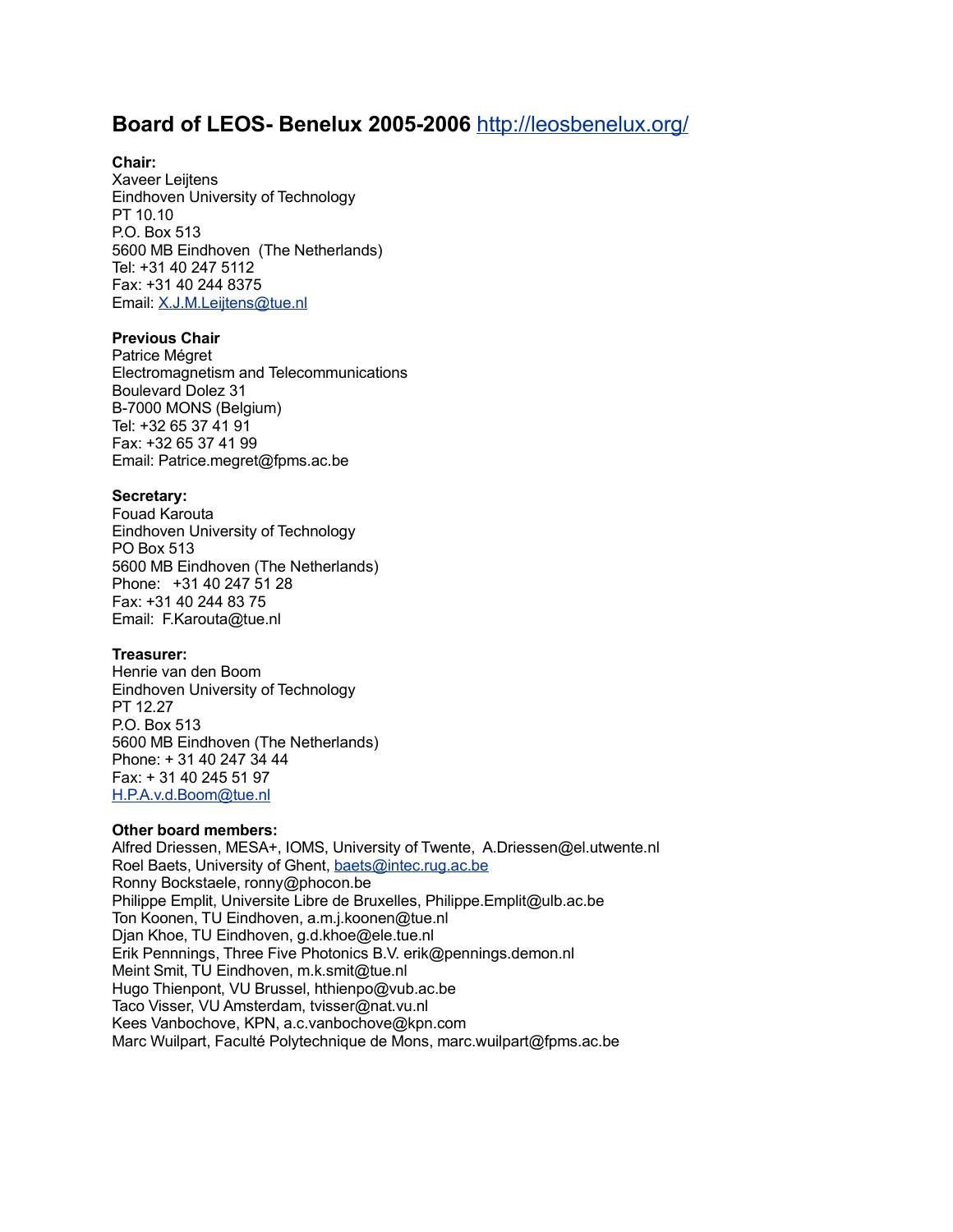# Board of LEOS- Benelux 2005-2006 http://leosbenelux.org/

**Chair:**
Xaveer Leijtens
Eindhoven University of Technology
PT 10.10
P.O. Box 513
5600 MB Eindhoven (The Netherlands)
Tel: +31 40 247 5112
Fax: +31 40 244 8375
Email: X.J.M.Leijtens@tue.nl

**Previous Chair**
Patrice Mégret
Electromagnetism and Telecommunications
Boulevard Dolez 31
B-7000 MONS (Belgium)
Tel: +32 65 37 41 91
Fax: +32 65 37 41 99
Email: Patrice.megret@fpms.ac.be

**Secretary:**
Fouad Karouta
Eindhoven University of Technology
PO Box 513
5600 MB Eindhoven (The Netherlands)
Phone: +31 40 247 51 28
Fax: +31 40 244 83 75
Email: F.Karouta@tue.nl

**Treasurer:**
Henrie van den Boom
Eindhoven University of Technology
PT 12.27
P.O. Box 513
5600 MB Eindhoven (The Netherlands)
Phone: + 31 40 247 34 44
Fax: + 31 40 245 51 97
H.P.A.v.d.Boom@tue.nl

**Other board members:**
Alfred Driessen, MESA+, IOMS, University of Twente, A.Driessen@el.utwente.nl
Roel Baets, University of Ghent, baets@intec.rug.ac.be
Ronny Bockstaele, ronny@phocon.be
Philippe Emplit, Universite Libre de Bruxelles, Philippe.Emplit@ulb.ac.be
Ton Koonen, TU Eindhoven, a.m.j.koonen@tue.nl
Djan Khoe, TU Eindhoven, g.d.khoe@ele.tue.nl
Erik Pennnings, Three Five Photonics B.V. erik@pennings.demon.nl
Meint Smit, TU Eindhoven, m.k.smit@tue.nl
Hugo Thienpont, VU Brussel, hthienpo@vub.ac.be
Taco Visser, VU Amsterdam, tvisser@nat.vu.nl
Kees Vanbochove, KPN, a.c.vanbochove@kpn.com
Marc Wuilpart, Faculté Polytechnique de Mons, marc.wuilpart@fpms.ac.be